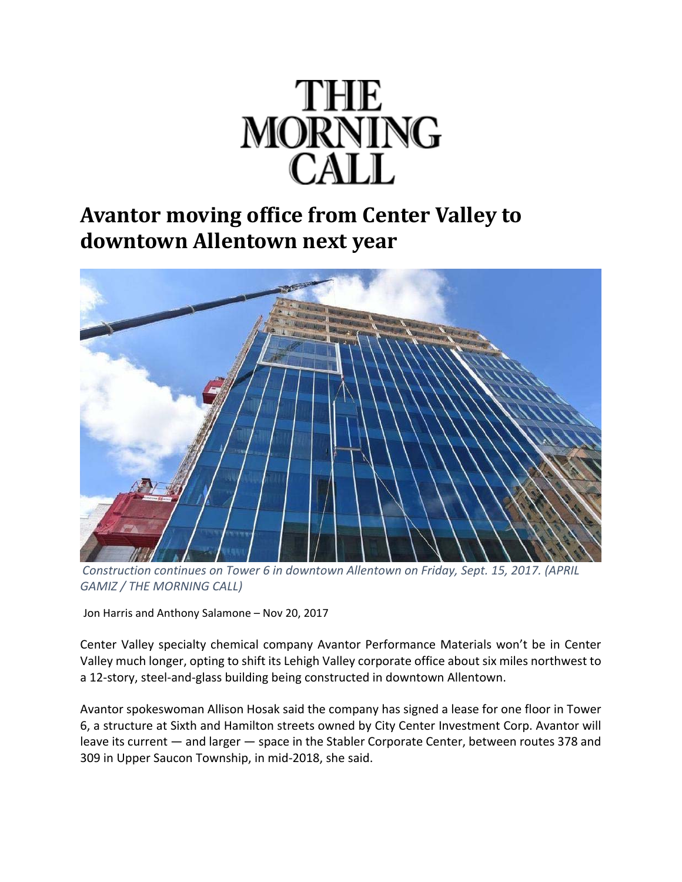# THE MORNING CALL

## Avantor moving office from Center Valley to downtown Allentown next year

*Construction continues on Tower 6 in downtown Allentown on Friday, Sept. 15, 2017. (APRIL GAMIZ / THE MORNING CALL)*

Jon Harris and Anthony Salamone – Nov 20, 2017

Center Valley specialty chemical company Avantor Performance Materials won't be in Center Valley much longer, opting to shift its Lehigh Valley corporate office about six miles northwest to a 12-story, steel-and-glass building being constructed in downtown Allentown.

Avantor spokeswoman Allison Hosak said the company has signed a lease for one floor in Tower 6, a structure at Sixth and Hamilton streets owned by City Center Investment Corp. Avantor will leave its current — and larger — space in the Stabler Corporate Center, between routes 378 and 309 in Upper Saucon Township, in mid-2018, she said.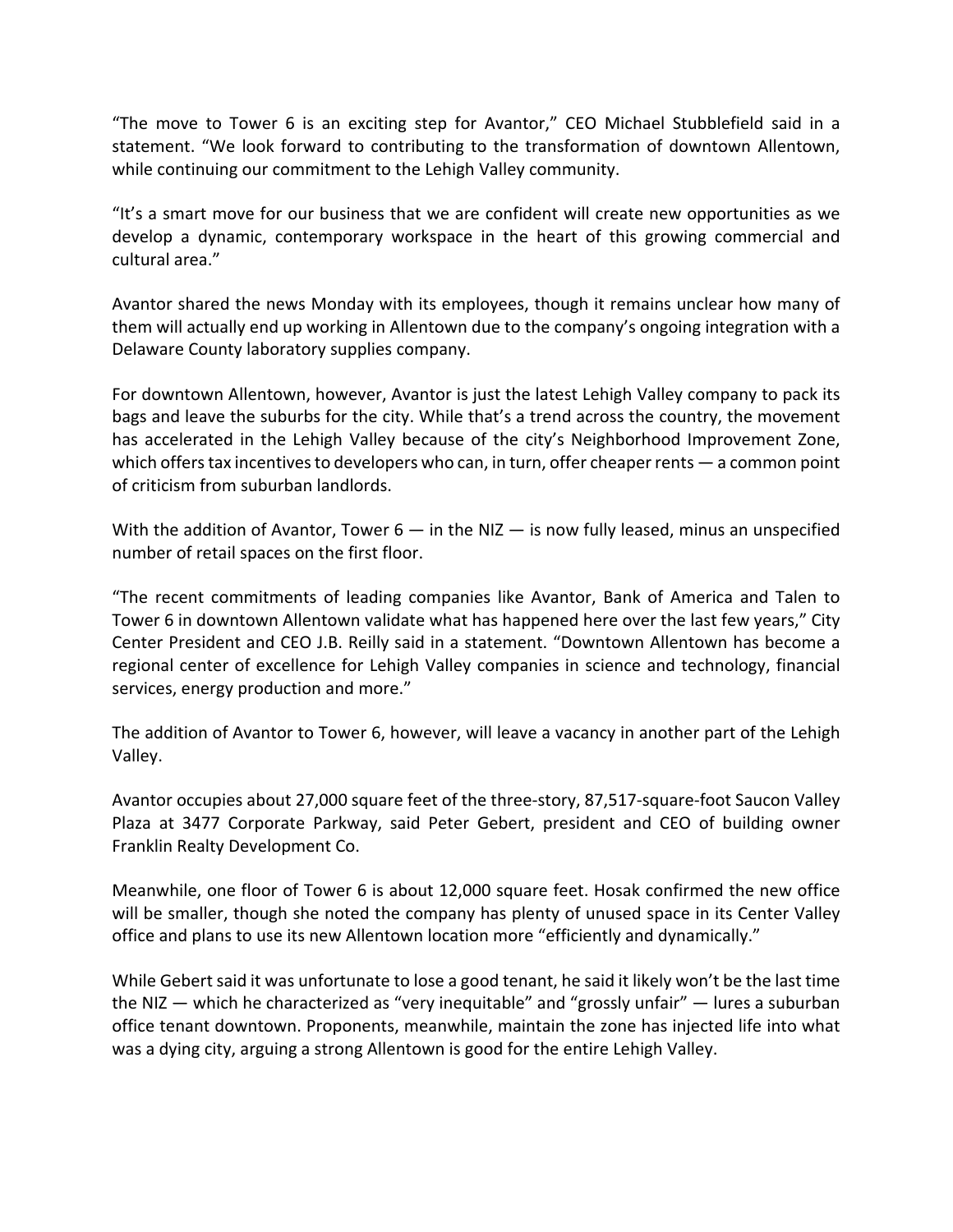"The move to Tower 6 is an exciting step for Avantor," CEO Michael Stubblefield said in a statement. "We look forward to contributing to the transformation of downtown Allentown, while continuing our commitment to the Lehigh Valley community.

"It's a smart move for our business that we are confident will create new opportunities as we develop a dynamic, contemporary workspace in the heart of this growing commercial and cultural area."

Avantor shared the news Monday with its employees, though it remains unclear how many of them will actually end up working in Allentown due to the company's ongoing integration with a Delaware County laboratory supplies company.

For downtown Allentown, however, Avantor is just the latest Lehigh Valley company to pack its bags and leave the suburbs for the city. While that's a trend across the country, the movement has accelerated in the Lehigh Valley because of the city's Neighborhood Improvement Zone, which offers tax incentives to developers who can, in turn, offer cheaper rents — a common point of criticism from suburban landlords.

With the addition of Avantor, Tower 6 — in the NIZ — is now fully leased, minus an unspecified number of retail spaces on the first floor.

"The recent commitments of leading companies like Avantor, Bank of America and Talen to Tower 6 in downtown Allentown validate what has happened here over the last few years," City Center President and CEO J.B. Reilly said in a statement. "Downtown Allentown has become a regional center of excellence for Lehigh Valley companies in science and technology, financial services, energy production and more."

The addition of Avantor to Tower 6, however, will leave a vacancy in another part of the Lehigh Valley.

Avantor occupies about 27,000 square feet of the three-story, 87,517-square-foot Saucon Valley Plaza at 3477 Corporate Parkway, said Peter Gebert, president and CEO of building owner Franklin Realty Development Co.

Meanwhile, one floor of Tower 6 is about 12,000 square feet. Hosak confirmed the new office will be smaller, though she noted the company has plenty of unused space in its Center Valley office and plans to use its new Allentown location more "efficiently and dynamically."

While Gebert said it was unfortunate to lose a good tenant, he said it likely won't be the last time the NIZ — which he characterized as "very inequitable" and "grossly unfair" — lures a suburban office tenant downtown. Proponents, meanwhile, maintain the zone has injected life into what was a dying city, arguing a strong Allentown is good for the entire Lehigh Valley.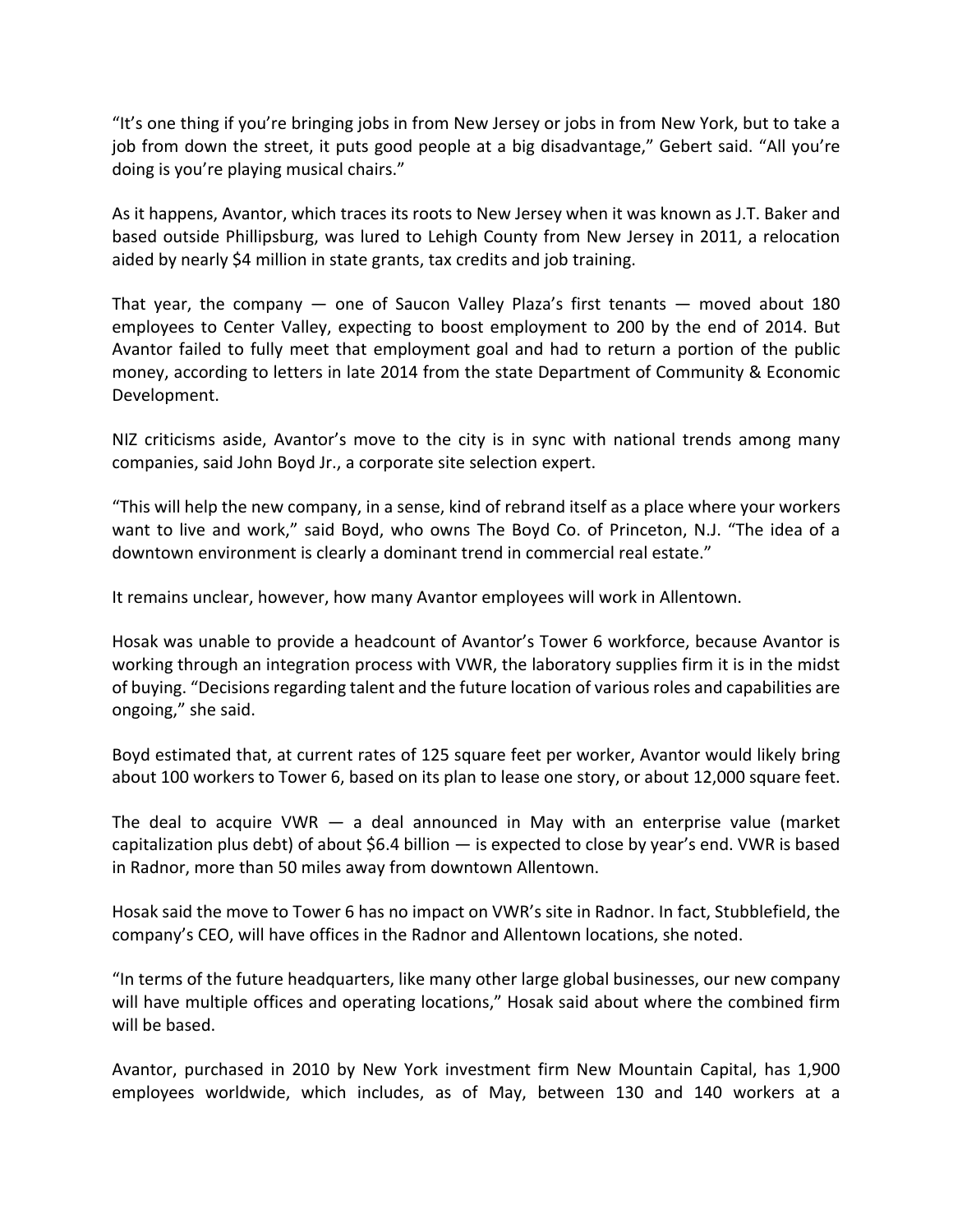"It's one thing if you're bringing jobs in from New Jersey or jobs in from New York, but to take a job from down the street, it puts good people at a big disadvantage," Gebert said. "All you're doing is you're playing musical chairs."

As it happens, Avantor, which traces its roots to New Jersey when it was known as J.T. Baker and based outside Phillipsburg, was lured to Lehigh County from New Jersey in 2011, a relocation aided by nearly $4 million in state grants, tax credits and job training.

That year, the company — one of Saucon Valley Plaza's first tenants — moved about 180 employees to Center Valley, expecting to boost employment to 200 by the end of 2014. But Avantor failed to fully meet that employment goal and had to return a portion of the public money, according to letters in late 2014 from the state Department of Community & Economic Development.

NIZ criticisms aside, Avantor's move to the city is in sync with national trends among many companies, said John Boyd Jr., a corporate site selection expert.

"This will help the new company, in a sense, kind of rebrand itself as a place where your workers want to live and work," said Boyd, who owns The Boyd Co. of Princeton, N.J. "The idea of a downtown environment is clearly a dominant trend in commercial real estate."

It remains unclear, however, how many Avantor employees will work in Allentown.

Hosak was unable to provide a headcount of Avantor's Tower 6 workforce, because Avantor is working through an integration process with VWR, the laboratory supplies firm it is in the midst of buying. "Decisions regarding talent and the future location of various roles and capabilities are ongoing," she said.

Boyd estimated that, at current rates of 125 square feet per worker, Avantor would likely bring about 100 workers to Tower 6, based on its plan to lease one story, or about 12,000 square feet.

The deal to acquire VWR — a deal announced in May with an enterprise value (market capitalization plus debt) of about $6.4 billion — is expected to close by year's end. VWR is based in Radnor, more than 50 miles away from downtown Allentown.

Hosak said the move to Tower 6 has no impact on VWR's site in Radnor. In fact, Stubblefield, the company's CEO, will have offices in the Radnor and Allentown locations, she noted.

"In terms of the future headquarters, like many other large global businesses, our new company will have multiple offices and operating locations," Hosak said about where the combined firm will be based.

Avantor, purchased in 2010 by New York investment firm New Mountain Capital, has 1,900 employees worldwide, which includes, as of May, between 130 and 140 workers at a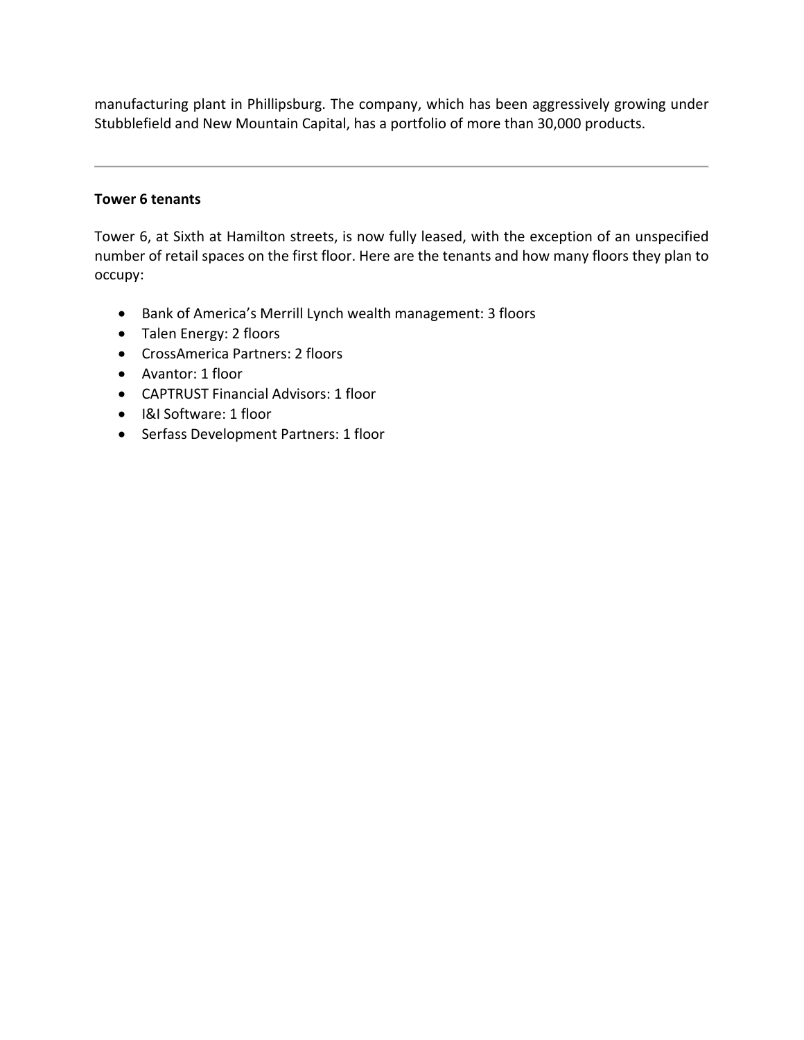manufacturing plant in Phillipsburg. The company, which has been aggressively growing under Stubblefield and New Mountain Capital, has a portfolio of more than 30,000 products.

---

**Tower 6 tenants**

Tower 6, at Sixth at Hamilton streets, is now fully leased, with the exception of an unspecified number of retail spaces on the first floor. Here are the tenants and how many floors they plan to occupy:

- Bank of America's Merrill Lynch wealth management: 3 floors
- Talen Energy: 2 floors
- CrossAmerica Partners: 2 floors
- Avantor: 1 floor
- CAPTRUST Financial Advisors: 1 floor
- I&I Software: 1 floor
- Serfass Development Partners: 1 floor